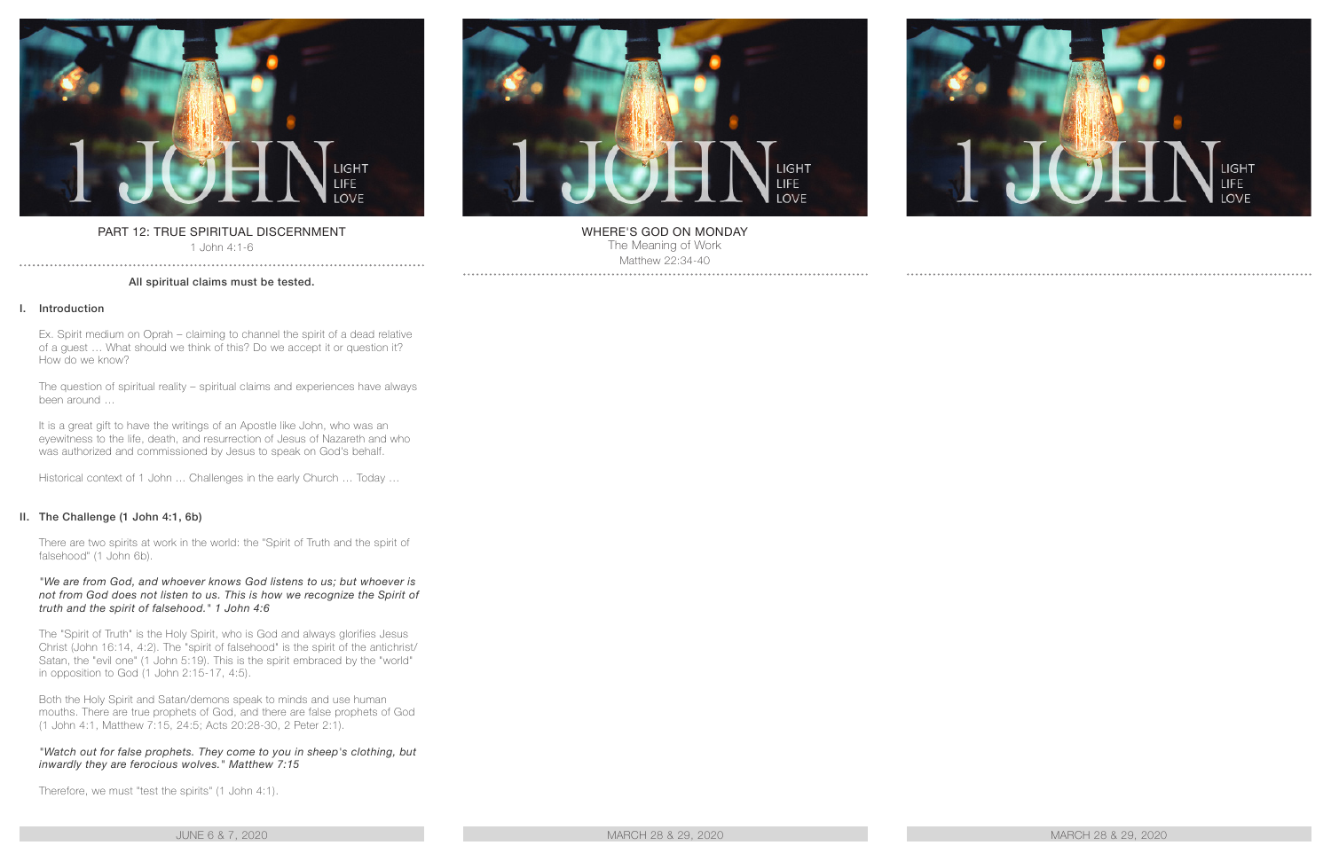1 JOHN — LIGHT LIFE LOVE

PART 12: TRUE SPIRITUAL DISCERNMENT

1 John 4:1-6

**All spiritual claims must be tested.**

## I. Introduction

Ex. Spirit medium on Oprah – claiming to channel the spirit of a dead relative of a guest … What should we think of this? Do we accept it or question it? How do we know?

The question of spiritual reality – spiritual claims and experiences have always been around …

It is a great gift to have the writings of an Apostle like John, who was an eyewitness to the life, death, and resurrection of Jesus of Nazareth and who was authorized and commissioned by Jesus to speak on God's behalf.

Historical context of 1 John … Challenges in the early Church … Today …

## II. The Challenge (1 John 4:1, 6b)

There are two spirits at work in the world: the "Spirit of Truth and the spirit of falsehood" (1 John 6b).

*"We are from God, and whoever knows God listens to us; but whoever is not from God does not listen to us. This is how we recognize the Spirit of truth and the spirit of falsehood." 1 John 4:6*

The "Spirit of Truth" is the Holy Spirit, who is God and always glorifies Jesus Christ (John 16:14, 4:2). The "spirit of falsehood" is the spirit of the antichrist/ Satan, the "evil one" (1 John 5:19). This is the spirit embraced by the "world" in opposition to God (1 John 2:15-17, 4:5).

Both the Holy Spirit and Satan/demons speak to minds and use human mouths. There are true prophets of God, and there are false prophets of God (1 John 4:1, Matthew 7:15, 24:5; Acts 20:28-30, 2 Peter 2:1).

*"Watch out for false prophets. They come to you in sheep's clothing, but inwardly they are ferocious wolves." Matthew 7:15*

Therefore, we must "test the spirits" (1 John 4:1).

JUNE 6 & 7, 2020

---

1 JOHN — LIGHT LIFE LOVE

WHERE'S GOD ON MONDAY

The Meaning of Work

Matthew 22:34-40

MARCH 28 & 29, 2020

---

1 JOHN — LIGHT LIFE LOVE

MARCH 28 & 29, 2020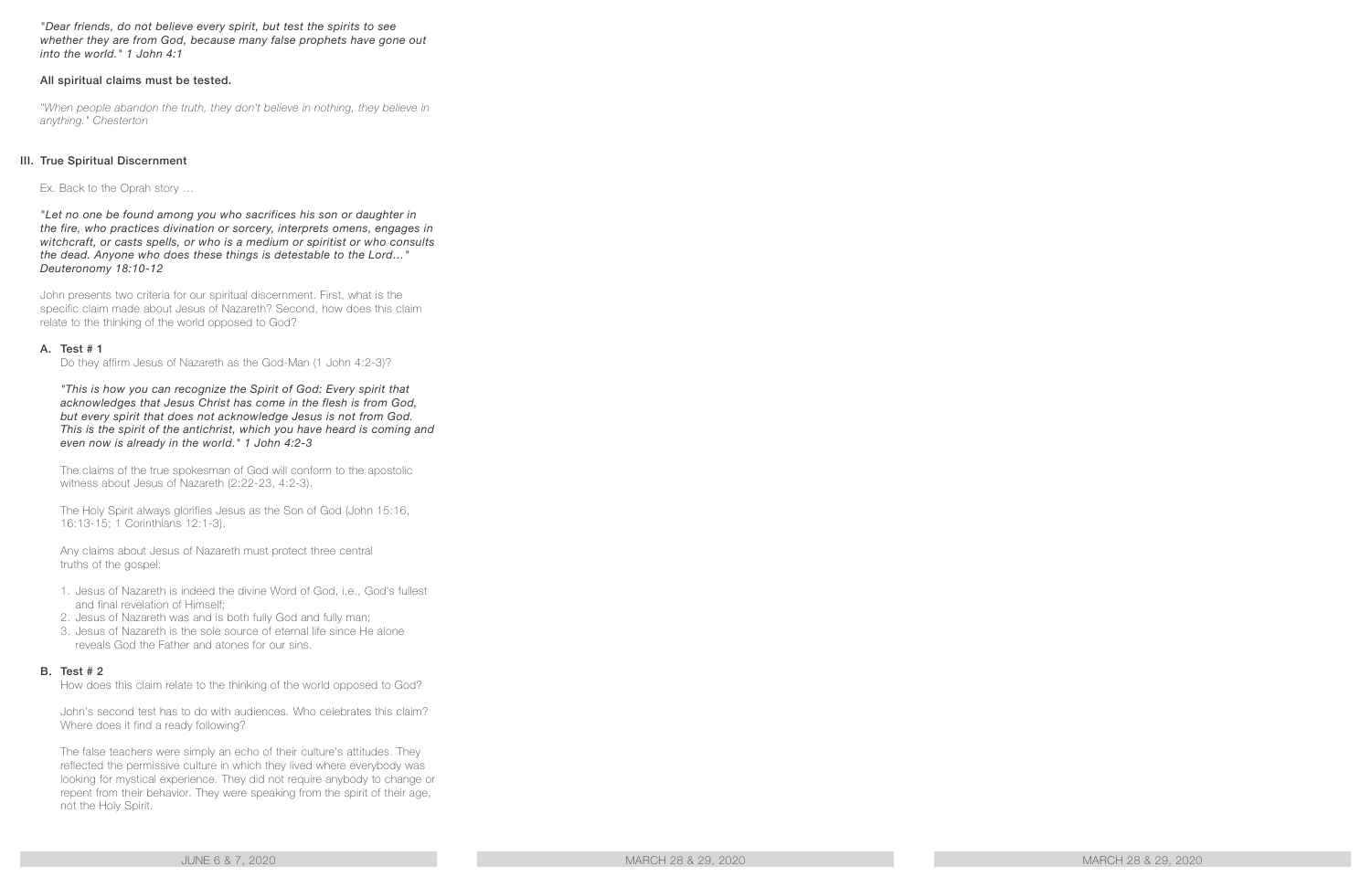*"Dear friends, do not believe every spirit, but test the spirits to see whether they are from God, because many false prophets have gone out into the world." 1 John 4:1*

**All spiritual claims must be tested.**

*"When people abandon the truth, they don't believe in nothing, they believe in anything." Chesterton*

## III. True Spiritual Discernment

Ex. Back to the Oprah story …

*"Let no one be found among you who sacrifices his son or daughter in the fire, who practices divination or sorcery, interprets omens, engages in witchcraft, or casts spells, or who is a medium or spiritist or who consults the dead. Anyone who does these things is detestable to the Lord…" Deuteronomy 18:10-12*

John presents two criteria for our spiritual discernment. First, what is the specific claim made about Jesus of Nazareth? Second, how does this claim relate to the thinking of the world opposed to God?

### A. Test # 1

Do they affirm Jesus of Nazareth as the God-Man (1 John 4:2-3)?

*"This is how you can recognize the Spirit of God: Every spirit that acknowledges that Jesus Christ has come in the flesh is from God, but every spirit that does not acknowledge Jesus is not from God. This is the spirit of the antichrist, which you have heard is coming and even now is already in the world." 1 John 4:2-3*

The claims of the true spokesman of God will conform to the apostolic witness about Jesus of Nazareth (2:22-23, 4:2-3).

The Holy Spirit always glorifies Jesus as the Son of God (John 15:16, 16:13-15; 1 Corinthians 12:1-3).

Any claims about Jesus of Nazareth must protect three central truths of the gospel:

1. Jesus of Nazareth is indeed the divine Word of God, i.e., God's fullest and final revelation of Himself;
2. Jesus of Nazareth was and is both fully God and fully man;
3. Jesus of Nazareth is the sole source of eternal life since He alone reveals God the Father and atones for our sins.

### B. Test # 2

How does this claim relate to the thinking of the world opposed to God?

John's second test has to do with audiences. Who celebrates this claim? Where does it find a ready following?

The false teachers were simply an echo of their culture's attitudes. They reflected the permissive culture in which they lived where everybody was looking for mystical experience. They did not require anybody to change or repent from their behavior. They were speaking from the spirit of their age, not the Holy Spirit.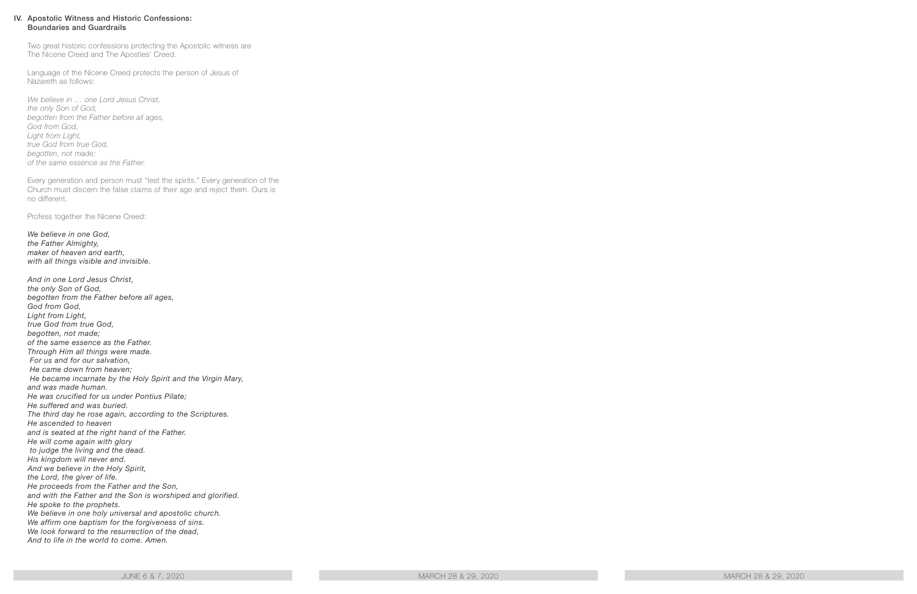## IV. Apostolic Witness and Historic Confessions: Boundaries and Guardrails

Two great historic confessions protecting the Apostolic witness are The Nicene Creed and The Apostles' Creed.

Language of the Nicene Creed protects the person of Jesus of Nazareth as follows:

*We believe in … one Lord Jesus Christ,*
*the only Son of God,*
*begotten from the Father before all ages,*
*God from God,*
*Light from Light,*
*true God from true God,*
*begotten, not made;*
*of the same essence as the Father.*

Every generation and person must "test the spirits." Every generation of the Church must discern the false claims of their age and reject them. Ours is no different.

Profess together the Nicene Creed:

*We believe in one God,*
*the Father Almighty,*
*maker of heaven and earth,*
*with all things visible and invisible.*

*And in one Lord Jesus Christ,*
*the only Son of God,*
*begotten from the Father before all ages,*
*God from God,*
*Light from Light,*
*true God from true God,*
*begotten, not made;*
*of the same essence as the Father.*
*Through Him all things were made.*
*For us and for our salvation,*
*He came down from heaven;*
*He became incarnate by the Holy Spirit and the Virgin Mary,*
*and was made human.*
*He was crucified for us under Pontius Pilate;*
*He suffered and was buried.*
*The third day he rose again, according to the Scriptures.*
*He ascended to heaven*
*and is seated at the right hand of the Father.*
*He will come again with glory*
*to judge the living and the dead.*
*His kingdom will never end.*
*And we believe in the Holy Spirit,*
*the Lord, the giver of life.*
*He proceeds from the Father and the Son,*
*and with the Father and the Son is worshiped and glorified.*
*He spoke to the prophets.*
*We believe in one holy universal and apostolic church.*
*We affirm one baptism for the forgiveness of sins.*
*We look forward to the resurrection of the dead,*
*And to life in the world to come. Amen.*